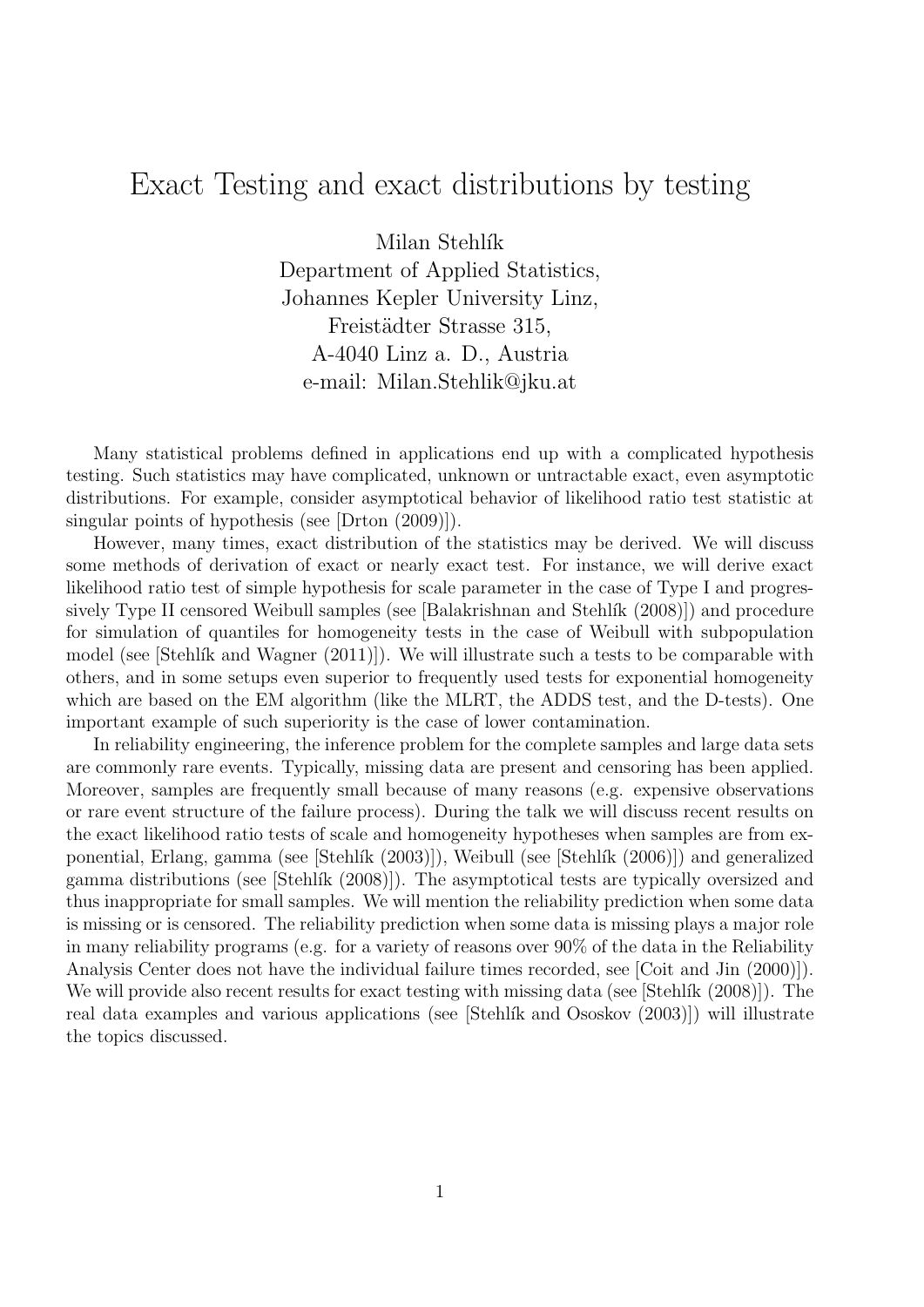# Exact Testing and exact distributions by testing

Milan Stehlík
Department of Applied Statistics,
Johannes Kepler University Linz,
Freistädter Strasse 315,
A-4040 Linz a. D., Austria
e-mail: Milan.Stehlik@jku.at

Many statistical problems defined in applications end up with a complicated hypothesis testing. Such statistics may have complicated, unknown or untractable exact, even asymptotic distributions. For example, consider asymptotical behavior of likelihood ratio test statistic at singular points of hypothesis (see [Drton (2009)]).

However, many times, exact distribution of the statistics may be derived. We will discuss some methods of derivation of exact or nearly exact test. For instance, we will derive exact likelihood ratio test of simple hypothesis for scale parameter in the case of Type I and progressively Type II censored Weibull samples (see [Balakrishnan and Stehlík (2008)]) and procedure for simulation of quantiles for homogeneity tests in the case of Weibull with subpopulation model (see [Stehlík and Wagner (2011)]). We will illustrate such a tests to be comparable with others, and in some setups even superior to frequently used tests for exponential homogeneity which are based on the EM algorithm (like the MLRT, the ADDS test, and the D-tests). One important example of such superiority is the case of lower contamination.

In reliability engineering, the inference problem for the complete samples and large data sets are commonly rare events. Typically, missing data are present and censoring has been applied. Moreover, samples are frequently small because of many reasons (e.g. expensive observations or rare event structure of the failure process). During the talk we will discuss recent results on the exact likelihood ratio tests of scale and homogeneity hypotheses when samples are from exponential, Erlang, gamma (see [Stehlík (2003)]), Weibull (see [Stehlík (2006)]) and generalized gamma distributions (see [Stehlík (2008)]). The asymptotical tests are typically oversized and thus inappropriate for small samples. We will mention the reliability prediction when some data is missing or is censored. The reliability prediction when some data is missing plays a major role in many reliability programs (e.g. for a variety of reasons over 90% of the data in the Reliability Analysis Center does not have the individual failure times recorded, see [Coit and Jin (2000)]). We will provide also recent results for exact testing with missing data (see [Stehlík (2008)]). The real data examples and various applications (see [Stehlík and Ososkov (2003)]) will illustrate the topics discussed.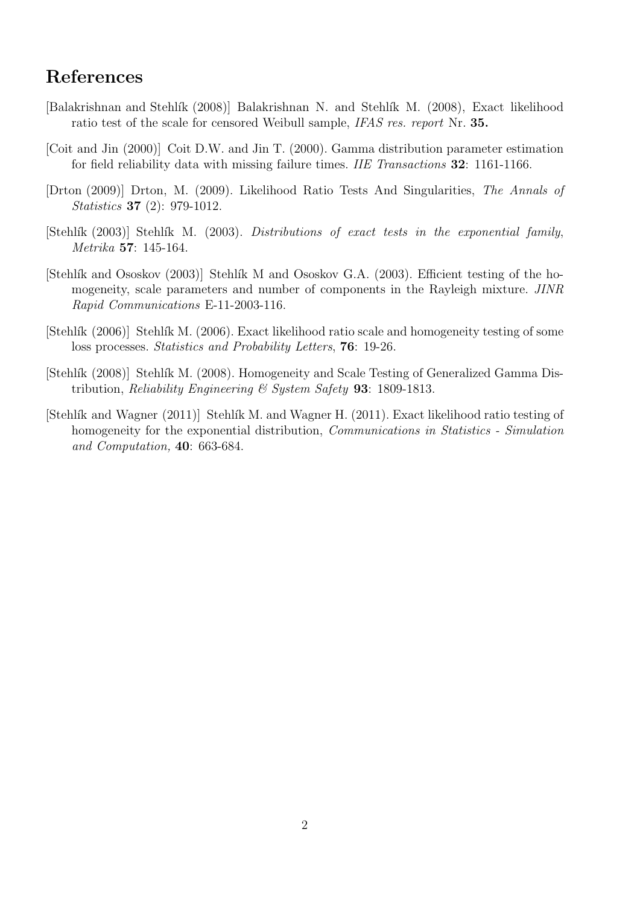## References

[Balakrishnan and Stehlík (2008)] Balakrishnan N. and Stehlík M. (2008), Exact likelihood ratio test of the scale for censored Weibull sample, *IFAS res. report* Nr. **35.**

[Coit and Jin (2000)] Coit D.W. and Jin T. (2000). Gamma distribution parameter estimation for field reliability data with missing failure times. *IIE Transactions* **32**: 1161-1166.

[Drton (2009)] Drton, M. (2009). Likelihood Ratio Tests And Singularities, *The Annals of Statistics* **37** (2): 979-1012.

[Stehlík (2003)] Stehlík M. (2003). *Distributions of exact tests in the exponential family*, *Metrika* **57**: 145-164.

[Stehlík and Ososkov (2003)] Stehlík M and Ososkov G.A. (2003). Efficient testing of the homogeneity, scale parameters and number of components in the Rayleigh mixture. *JINR Rapid Communications* E-11-2003-116.

[Stehlík (2006)] Stehlík M. (2006). Exact likelihood ratio scale and homogeneity testing of some loss processes. *Statistics and Probability Letters*, **76**: 19-26.

[Stehlík (2008)] Stehlík M. (2008). Homogeneity and Scale Testing of Generalized Gamma Distribution, *Reliability Engineering & System Safety* **93**: 1809-1813.

[Stehlík and Wagner (2011)] Stehlík M. and Wagner H. (2011). Exact likelihood ratio testing of homogeneity for the exponential distribution, *Communications in Statistics - Simulation and Computation,* **40**: 663-684.